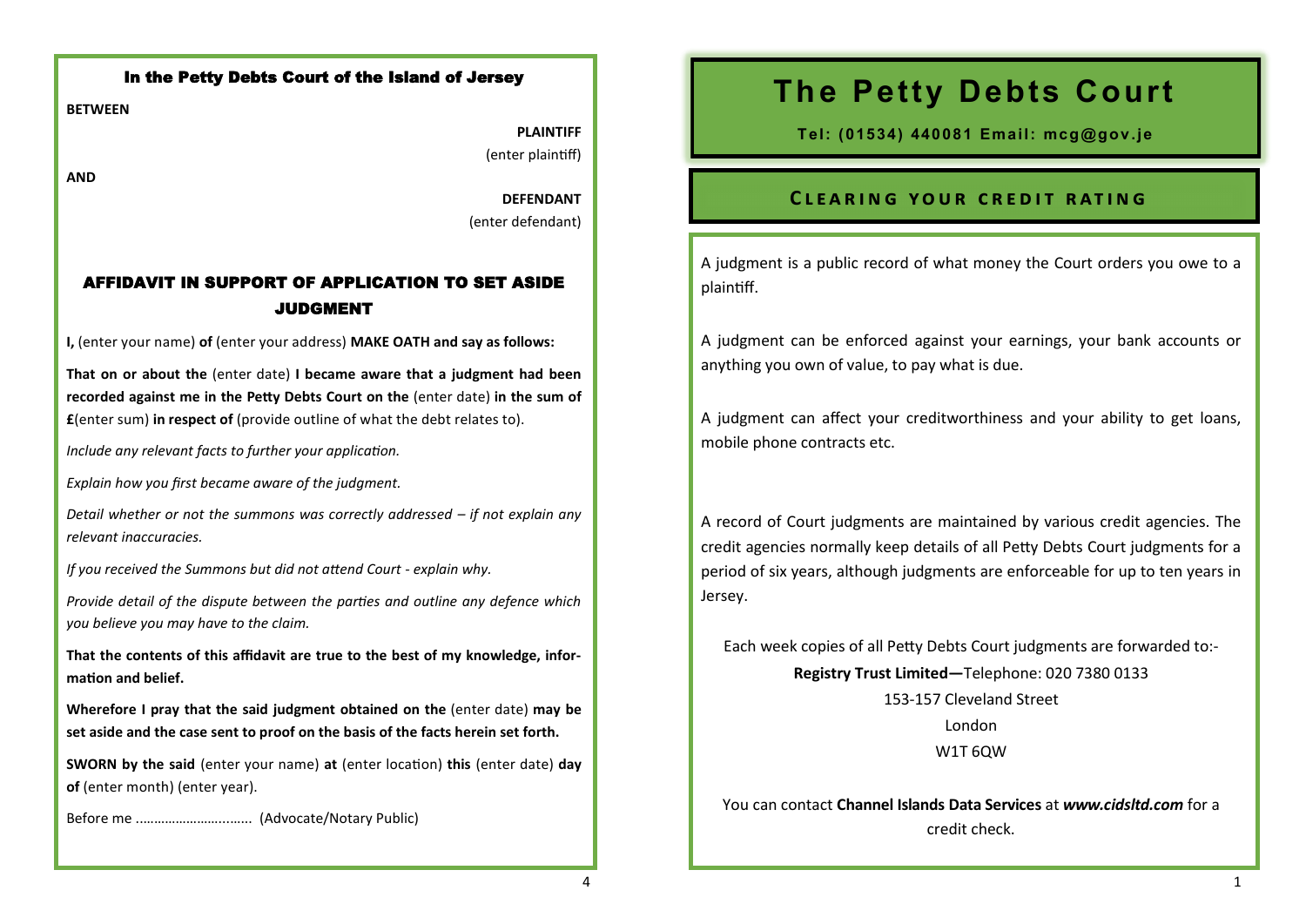### In the Petty Debts Court of the Island of Jersey

**BETWEEN**

**PLAINTIFF**
(enter plaintiff)

**AND**

**DEFENDANT**
(enter defendant)

## AFFIDAVIT IN SUPPORT OF APPLICATION TO SET ASIDE JUDGMENT

**I,** (enter your name) **of** (enter your address) **MAKE OATH and say as follows:**

**That on or about the** (enter date) **I became aware that a judgment had been recorded against me in the Petty Debts Court on the** (enter date) **in the sum of £**(enter sum) **in respect of** (provide outline of what the debt relates to).

*Include any relevant facts to further your application.*

*Explain how you first became aware of the judgment.*

*Detail whether or not the summons was correctly addressed – if not explain any relevant inaccuracies.*

*If you received the Summons but did not attend Court - explain why.*

*Provide detail of the dispute between the parties and outline any defence which you believe you may have to the claim.*

**That the contents of this affidavit are true to the best of my knowledge, information and belief.**

**Wherefore I pray that the said judgment obtained on the** (enter date) **may be set aside and the case sent to proof on the basis of the facts herein set forth.**

**SWORN by the said** (enter your name) **at** (enter location) **this** (enter date) **day of** (enter month) (enter year).

Before me ……………………...….. (Advocate/Notary Public)

# The Petty Debts Court

**Tel: (01534) 440081 Email: mcg@gov.je**

## Clearing your credit rating

A judgment is a public record of what money the Court orders you owe to a plaintiff.

A judgment can be enforced against your earnings, your bank accounts or anything you own of value, to pay what is due.

A judgment can affect your creditworthiness and your ability to get loans, mobile phone contracts etc.

A record of Court judgments are maintained by various credit agencies. The credit agencies normally keep details of all Petty Debts Court judgments for a period of six years, although judgments are enforceable for up to ten years in Jersey.

Each week copies of all Petty Debts Court judgments are forwarded to:-
**Registry Trust Limited—**Telephone: 020 7380 0133
153-157 Cleveland Street
London
W1T 6QW

You can contact **Channel Islands Data Services** at ***www.cidsltd.com*** for a credit check.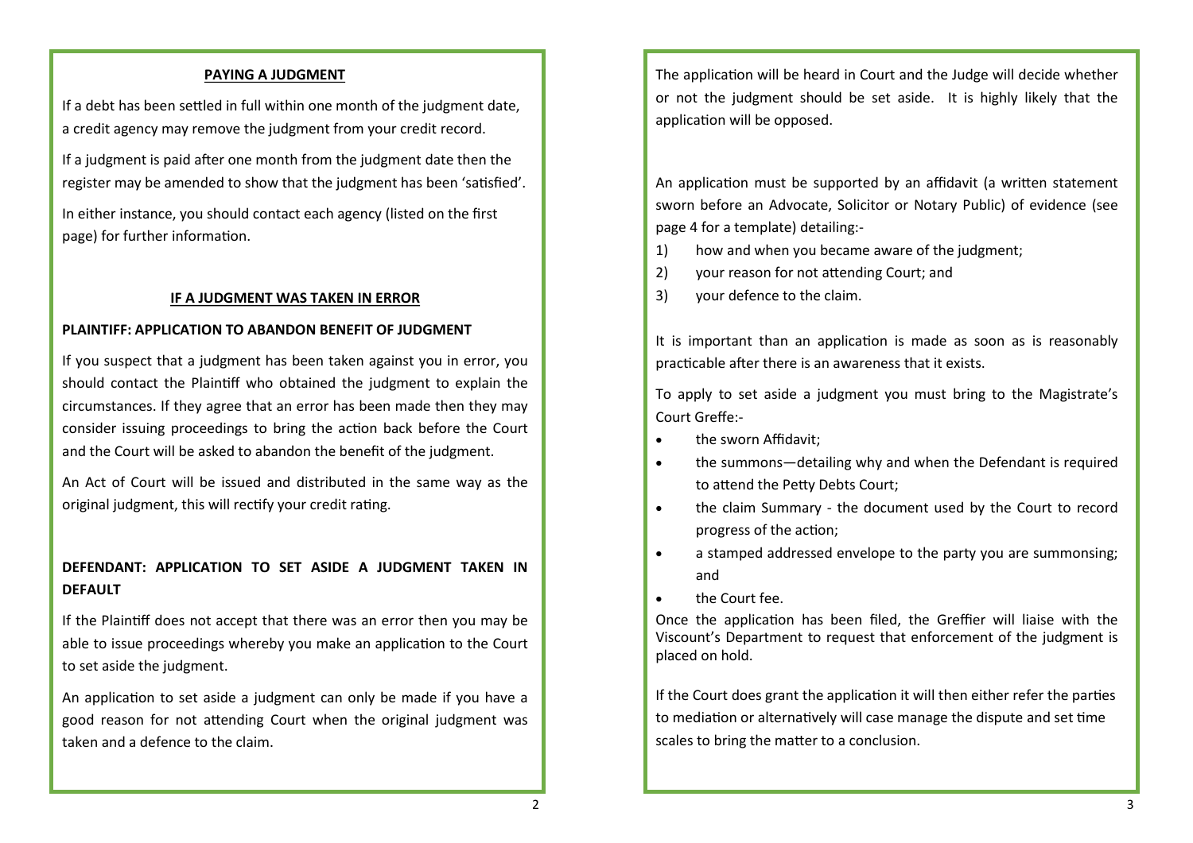## PAYING A JUDGMENT

If a debt has been settled in full within one month of the judgment date, a credit agency may remove the judgment from your credit record.

If a judgment is paid after one month from the judgment date then the register may be amended to show that the judgment has been 'satisfied'.

In either instance, you should contact each agency (listed on the first page) for further information.

## IF A JUDGMENT WAS TAKEN IN ERROR

### PLAINTIFF: APPLICATION TO ABANDON BENEFIT OF JUDGMENT

If you suspect that a judgment has been taken against you in error, you should contact the Plaintiff who obtained the judgment to explain the circumstances. If they agree that an error has been made then they may consider issuing proceedings to bring the action back before the Court and the Court will be asked to abandon the benefit of the judgment.

An Act of Court will be issued and distributed in the same way as the original judgment, this will rectify your credit rating.

### DEFENDANT: APPLICATION TO SET ASIDE A JUDGMENT TAKEN IN DEFAULT

If the Plaintiff does not accept that there was an error then you may be able to issue proceedings whereby you make an application to the Court to set aside the judgment.

An application to set aside a judgment can only be made if you have a good reason for not attending Court when the original judgment was taken and a defence to the claim.

The application will be heard in Court and the Judge will decide whether or not the judgment should be set aside. It is highly likely that the application will be opposed.

An application must be supported by an affidavit (a written statement sworn before an Advocate, Solicitor or Notary Public) of evidence (see page 4 for a template) detailing:-

1) how and when you became aware of the judgment;
2) your reason for not attending Court; and
3) your defence to the claim.

It is important than an application is made as soon as is reasonably practicable after there is an awareness that it exists.

To apply to set aside a judgment you must bring to the Magistrate's Court Greffe:-

- the sworn Affidavit;
- the summons—detailing why and when the Defendant is required to attend the Petty Debts Court;
- the claim Summary - the document used by the Court to record progress of the action;
- a stamped addressed envelope to the party you are summonsing; and
- the Court fee.

Once the application has been filed, the Greffier will liaise with the Viscount's Department to request that enforcement of the judgment is placed on hold.

If the Court does grant the application it will then either refer the parties to mediation or alternatively will case manage the dispute and set time scales to bring the matter to a conclusion.